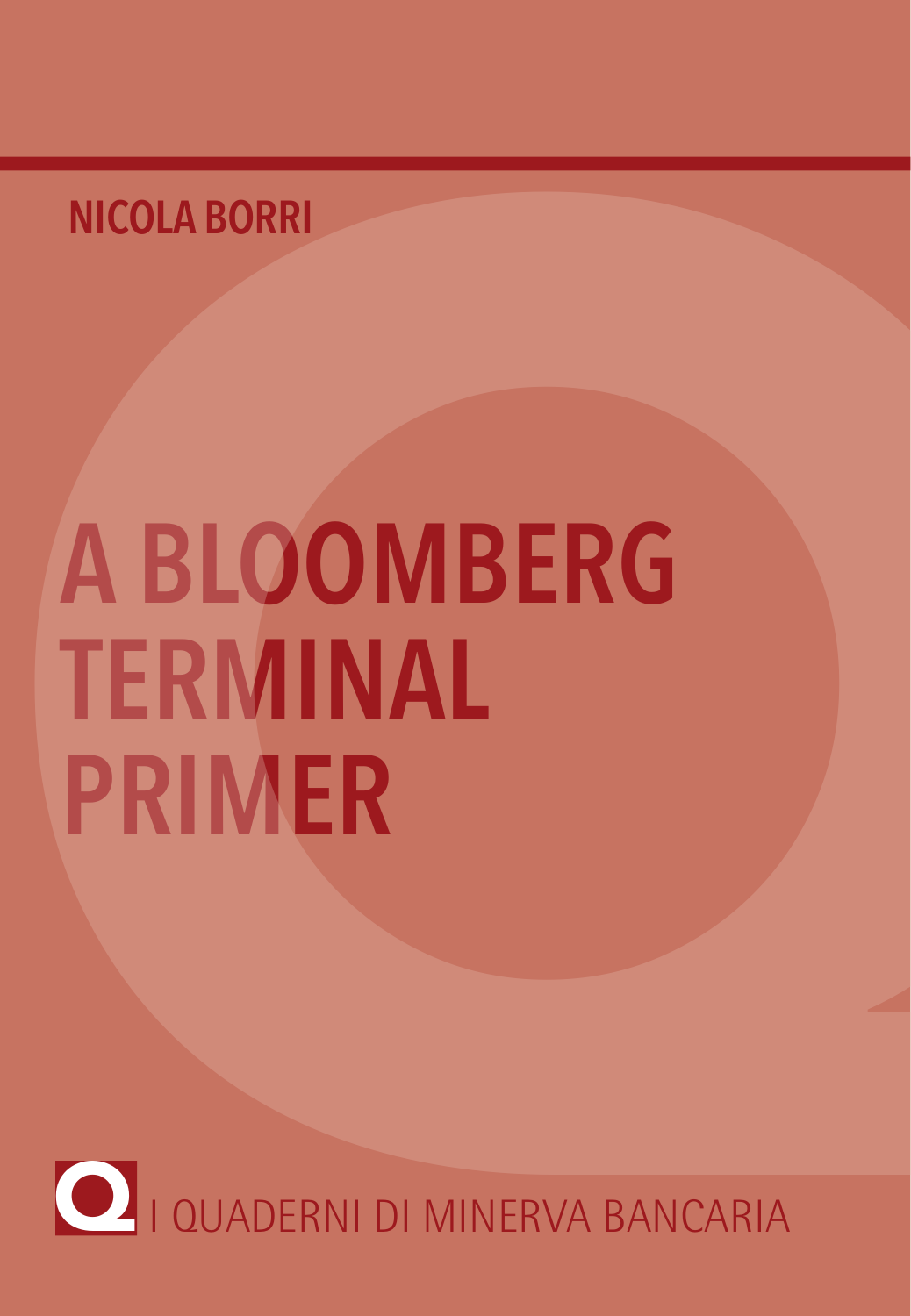NICOLA BORRI

# A BLOOMBERG TERMINAL PRIMER

I QUADERNI DI MINERVA BANCARIA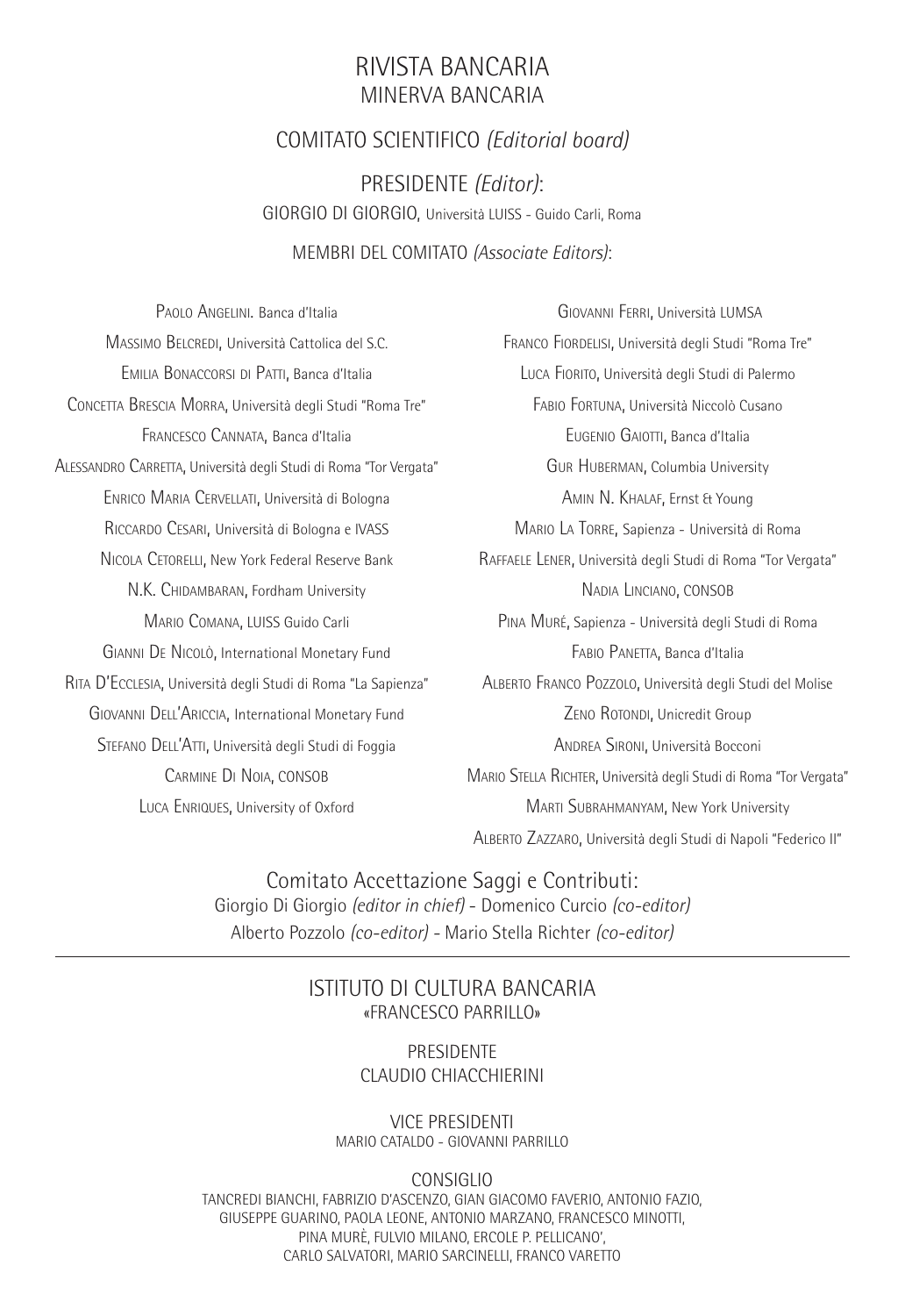# RIVISTA BANCARIA
## MINERVA BANCARIA

### COMITATO SCIENTIFICO *(Editorial board)*

### PRESIDENTE *(Editor)*:

GIORGIO DI GIORGIO, Università LUISS - Guido Carli, Roma

### MEMBRI DEL COMITATO *(Associate Editors)*:

Paolo Angelini. Banca d'Italia
Massimo Belcredi, Università Cattolica del S.C.
Emilia Bonaccorsi di Patti, Banca d'Italia
Concetta Brescia Morra, Università degli Studi "Roma Tre"
Francesco Cannata, Banca d'Italia
Alessandro Carretta, Università degli Studi di Roma "Tor Vergata"
Enrico Maria Cervellati, Università di Bologna
Riccardo Cesari, Università di Bologna e IVASS
Nicola Cetorelli, New York Federal Reserve Bank
N.K. Chidambaran, Fordham University
Mario Comana, LUISS Guido Carli
Gianni De Nicolò, International Monetary Fund
Rita D'Ecclesia, Università degli Studi di Roma "La Sapienza"
Giovanni Dell'Ariccia, International Monetary Fund
Stefano Dell'Atti, Università degli Studi di Foggia
Carmine Di Noia, CONSOB
Luca Enriques, University of Oxford
Giovanni Ferri, Università LUMSA
Franco Fiordelisi, Università degli Studi "Roma Tre"
Luca Fiorito, Università degli Studi di Palermo
Fabio Fortuna, Università Niccolò Cusano
Eugenio Gaiotti, Banca d'Italia
Gur Huberman, Columbia University
Amin N. Khalaf, Ernst & Young
Mario La Torre, Sapienza - Università di Roma
Raffaele Lener, Università degli Studi di Roma "Tor Vergata"
Nadia Linciano, CONSOB
Pina Muré, Sapienza - Università degli Studi di Roma
Fabio Panetta, Banca d'Italia
Alberto Franco Pozzolo, Università degli Studi del Molise
Zeno Rotondi, Unicredit Group
Andrea Sironi, Università Bocconi
Mario Stella Richter, Università degli Studi di Roma "Tor Vergata"
Marti Subrahmanyam, New York University
Alberto Zazzaro, Università degli Studi di Napoli "Federico II"

### Comitato Accettazione Saggi e Contributi:

Giorgio Di Giorgio *(editor in chief)* - Domenico Curcio *(co-editor)*
Alberto Pozzolo *(co-editor)* - Mario Stella Richter *(co-editor)*

---

## ISTITUTO DI CULTURA BANCARIA
### «FRANCESCO PARRILLO»

PRESIDENTE
CLAUDIO CHIACCHIERINI

VICE PRESIDENTI
MARIO CATALDO - GIOVANNI PARRILLO

CONSIGLIO
TANCREDI BIANCHI, FABRIZIO D'ASCENZO, GIAN GIACOMO FAVERIO, ANTONIO FAZIO, GIUSEPPE GUARINO, PAOLA LEONE, ANTONIO MARZANO, FRANCESCO MINOTTI, PINA MURÈ, FULVIO MILANO, ERCOLE P. PELLICANO', CARLO SALVATORI, MARIO SARCINELLI, FRANCO VARETTO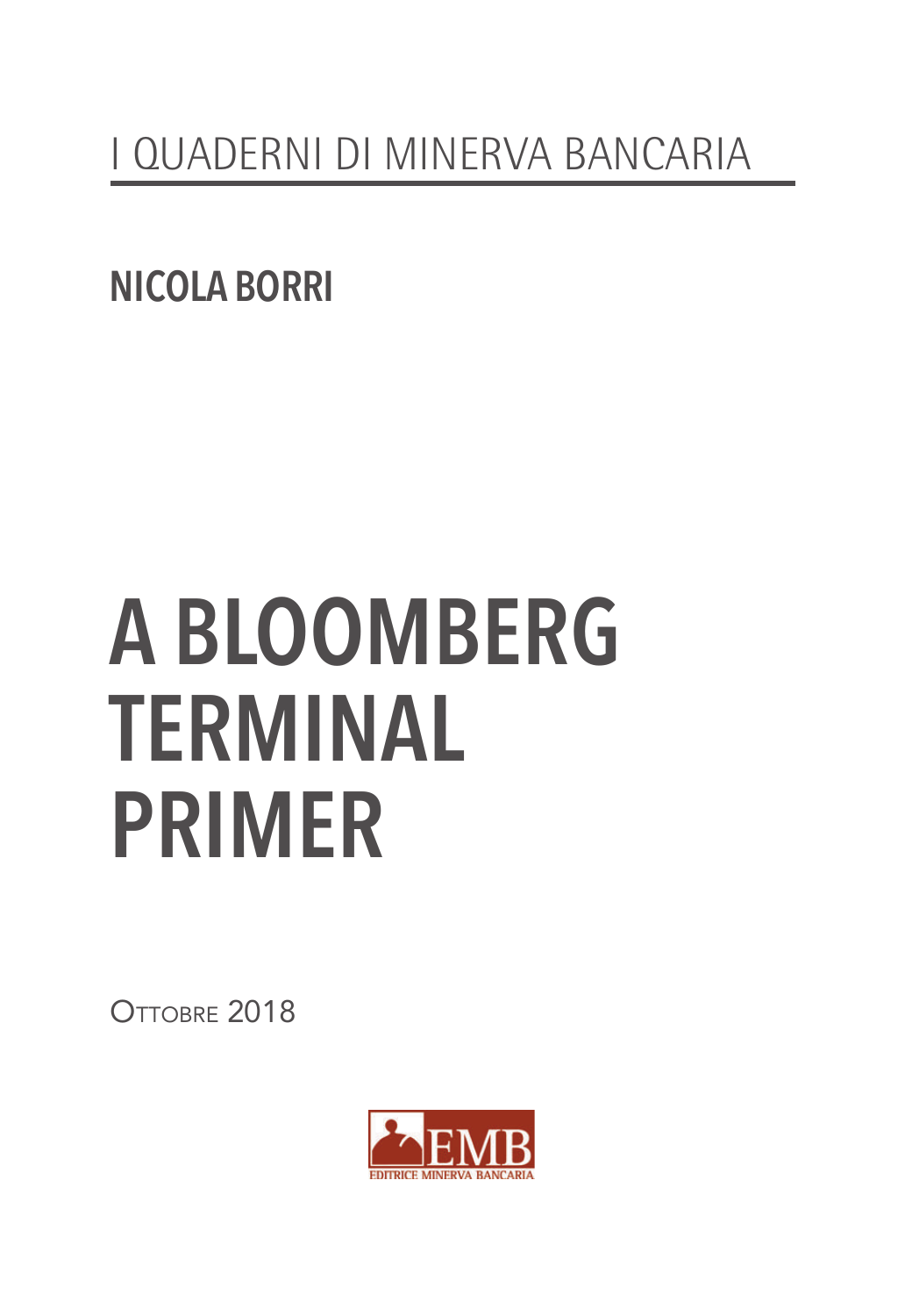I QUADERNI DI MINERVA BANCARIA

**NICOLA BORRI**

# A BLOOMBERG TERMINAL PRIMER

Ottobre 2018

EMB EDITRICE MINERVA BANCARIA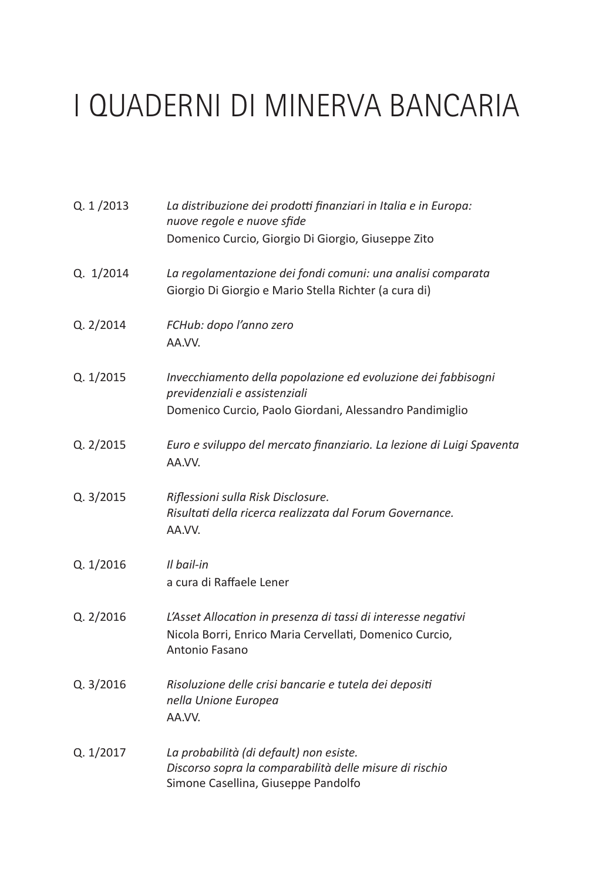# I QUADERNI DI MINERVA BANCARIA

Q. 1 /2013 *La distribuzione dei prodotti finanziari in Italia e in Europa: nuove regole e nuove sfide*
Domenico Curcio, Giorgio Di Giorgio, Giuseppe Zito

Q. 1/2014 *La regolamentazione dei fondi comuni: una analisi comparata*
Giorgio Di Giorgio e Mario Stella Richter (a cura di)

Q. 2/2014 *FCHub: dopo l'anno zero*
AA.VV.

Q. 1/2015 *Invecchiamento della popolazione ed evoluzione dei fabbisogni previdenziali e assistenziali*
Domenico Curcio, Paolo Giordani, Alessandro Pandimiglio

Q. 2/2015 *Euro e sviluppo del mercato finanziario. La lezione di Luigi Spaventa*
AA.VV.

Q. 3/2015 *Riflessioni sulla Risk Disclosure.*
*Risultati della ricerca realizzata dal Forum Governance.*
AA.VV.

Q. 1/2016 *Il bail-in*
a cura di Raffaele Lener

Q. 2/2016 *L'Asset Allocation in presenza di tassi di interesse negativi*
Nicola Borri, Enrico Maria Cervellati, Domenico Curcio, Antonio Fasano

Q. 3/2016 *Risoluzione delle crisi bancarie e tutela dei depositi nella Unione Europea*
AA.VV.

Q. 1/2017 *La probabilità (di default) non esiste.*
*Discorso sopra la comparabilità delle misure di rischio*
Simone Casellina, Giuseppe Pandolfo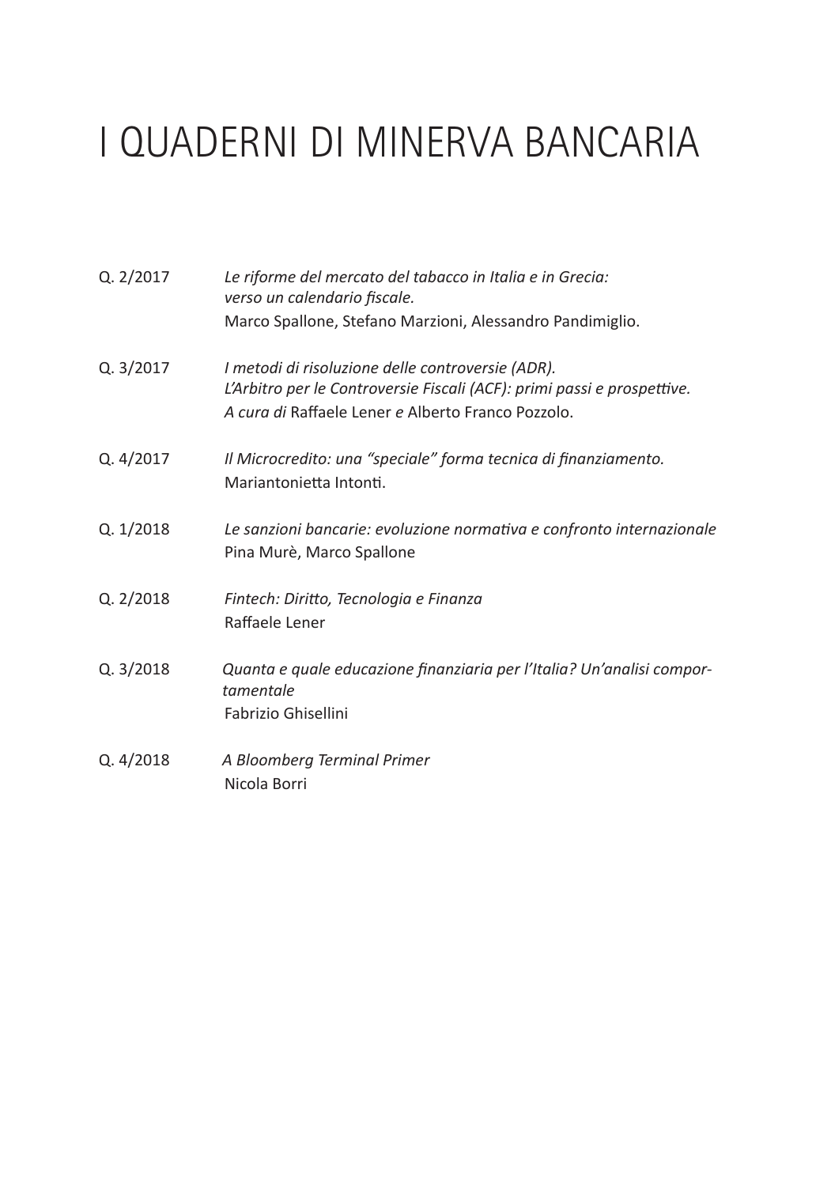# I QUADERNI DI MINERVA BANCARIA

Q. 2/2017 *Le riforme del mercato del tabacco in Italia e in Grecia: verso un calendario fiscale.*
Marco Spallone, Stefano Marzioni, Alessandro Pandimiglio.

Q. 3/2017 *I metodi di risoluzione delle controversie (ADR). L'Arbitro per le Controversie Fiscali (ACF): primi passi e prospettive.*
*A cura di* Raffaele Lener *e* Alberto Franco Pozzolo.

Q. 4/2017 *Il Microcredito: una "speciale" forma tecnica di finanziamento.*
Mariantonietta Intonti.

Q. 1/2018 *Le sanzioni bancarie: evoluzione normativa e confronto internazionale*
Pina Murè, Marco Spallone

Q. 2/2018 *Fintech: Diritto, Tecnologia e Finanza*
Raffaele Lener

Q. 3/2018 *Quanta e quale educazione finanziaria per l'Italia? Un'analisi comportamentale*
Fabrizio Ghisellini

Q. 4/2018 *A Bloomberg Terminal Primer*
Nicola Borri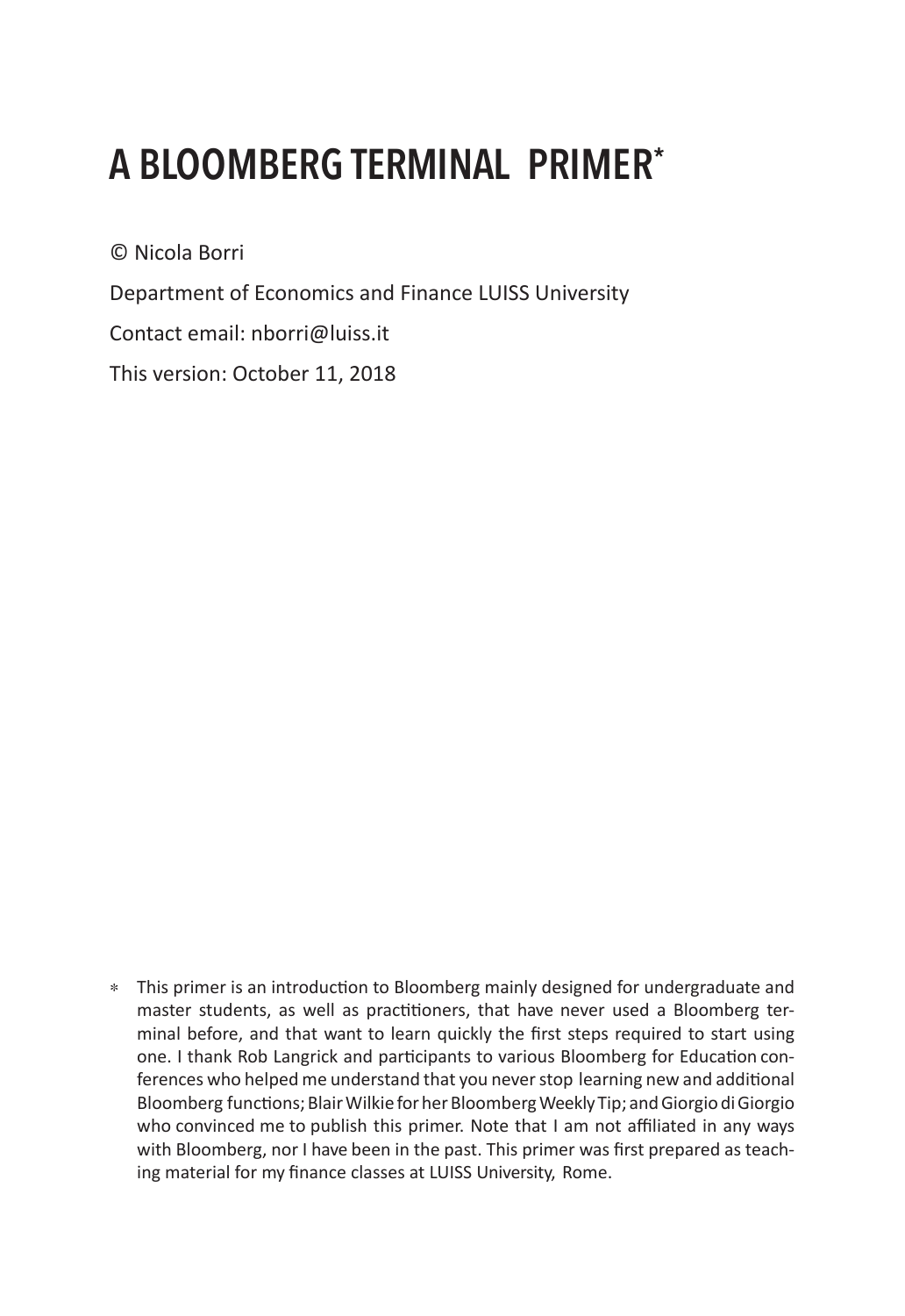# A BLOOMBERG TERMINAL PRIMER*

© Nicola Borri

Department of Economics and Finance LUISS University

Contact email: nborri@luiss.it

This version: October 11, 2018

\* This primer is an introduction to Bloomberg mainly designed for undergraduate and master students, as well as practitioners, that have never used a Bloomberg terminal before, and that want to learn quickly the first steps required to start using one. I thank Rob Langrick and participants to various Bloomberg for Education conferences who helped me understand that you never stop learning new and additional Bloomberg functions; Blair Wilkie for her Bloomberg Weekly Tip; and Giorgio di Giorgio who convinced me to publish this primer. Note that I am not affiliated in any ways with Bloomberg, nor I have been in the past. This primer was first prepared as teaching material for my finance classes at LUISS University, Rome.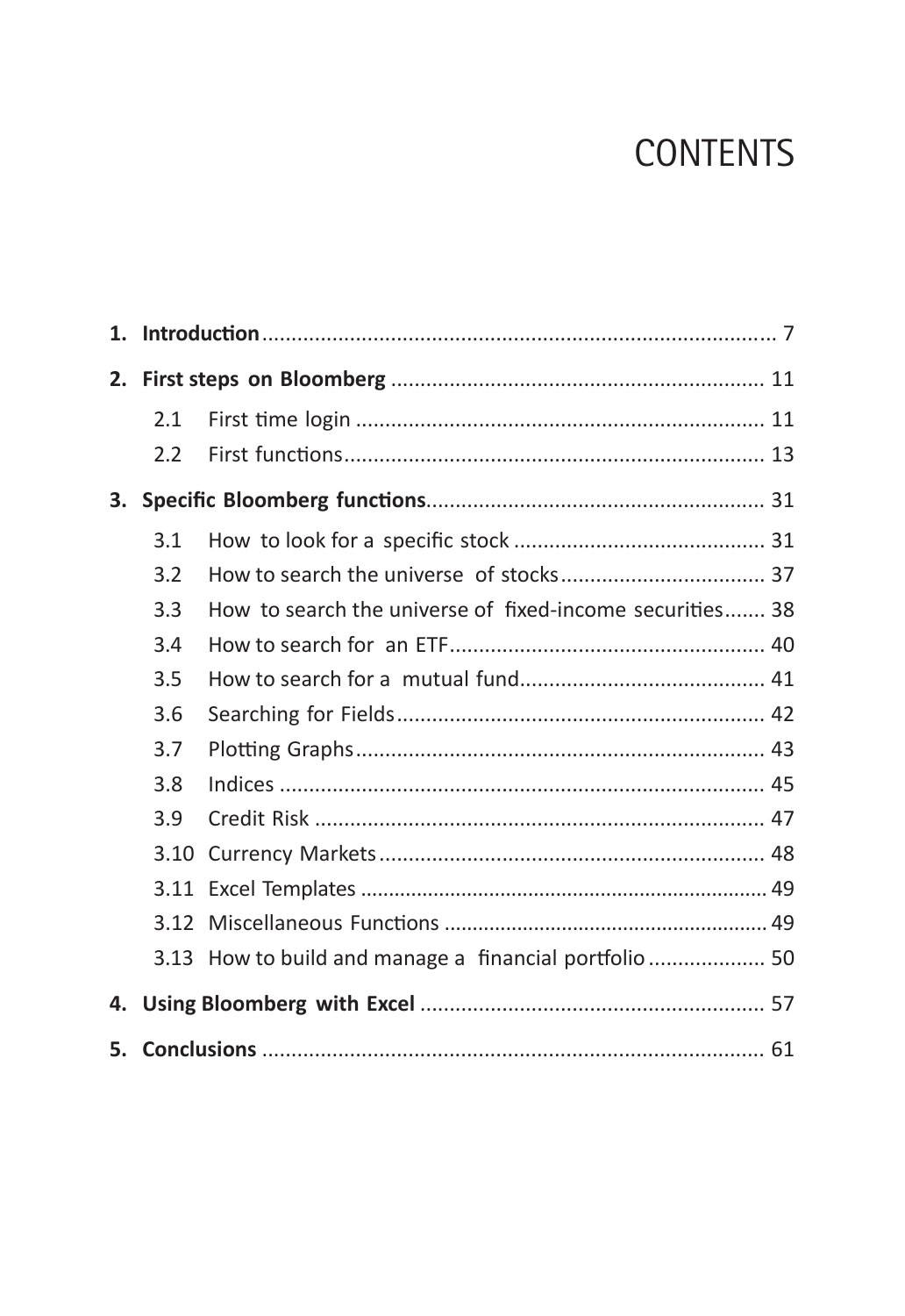# CONTENTS

1. **Introduction** ..... 7
2. **First steps on Bloomberg** ..... 11
   - 2.1 First time login ..... 11
   - 2.2 First functions ..... 13
3. **Specific Bloomberg functions** ..... 31
   - 3.1 How to look for a specific stock ..... 31
   - 3.2 How to search the universe of stocks ..... 37
   - 3.3 How to search the universe of fixed-income securities ..... 38
   - 3.4 How to search for an ETF ..... 40
   - 3.5 How to search for a mutual fund ..... 41
   - 3.6 Searching for Fields ..... 42
   - 3.7 Plotting Graphs ..... 43
   - 3.8 Indices ..... 45
   - 3.9 Credit Risk ..... 47
   - 3.10 Currency Markets ..... 48
   - 3.11 Excel Templates ..... 49
   - 3.12 Miscellaneous Functions ..... 49
   - 3.13 How to build and manage a financial portfolio ..... 50
4. **Using Bloomberg with Excel** ..... 57
5. **Conclusions** ..... 61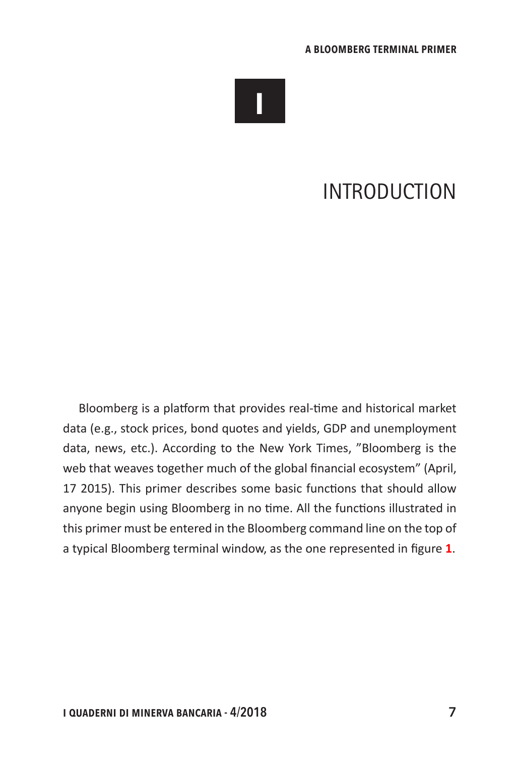# I

# INTRODUCTION

Bloomberg is a platform that provides real-time and historical market data (e.g., stock prices, bond quotes and yields, GDP and unemployment data, news, etc.). According to the New York Times, ”Bloomberg is the web that weaves together much of the global financial ecosystem” (April, 17 2015). This primer describes some basic functions that should allow anyone begin using Bloomberg in no time. All the functions illustrated in this primer must be entered in the Bloomberg command line on the top of a typical Bloomberg terminal window, as the one represented in figure **1**.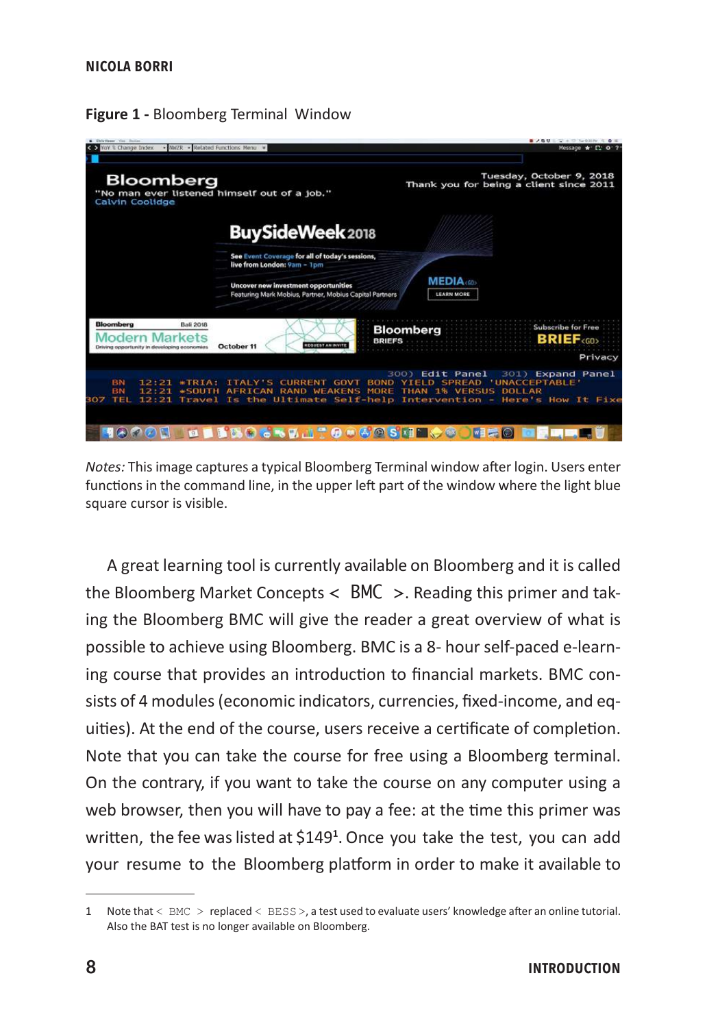**Figure 1 -** Bloomberg Terminal Window

*Notes:* This image captures a typical Bloomberg Terminal window after login. Users enter functions in the command line, in the upper left part of the window where the light blue square cursor is visible.

A great learning tool is currently available on Bloomberg and it is called the Bloomberg Market Concepts < BMC >. Reading this primer and taking the Bloomberg BMC will give the reader a great overview of what is possible to achieve using Bloomberg. BMC is a 8- hour self-paced e-learning course that provides an introduction to financial markets. BMC consists of 4 modules (economic indicators, currencies, fixed-income, and equities). At the end of the course, users receive a certificate of completion. Note that you can take the course for free using a Bloomberg terminal. On the contrary, if you want to take the course on any computer using a web browser, then you will have to pay a fee: at the time this primer was written, the fee was listed at $149[1]. Once you take the test, you can add your resume to the Bloomberg platform in order to make it available to

1 Note that < BMC > replaced < BESS >, a test used to evaluate users' knowledge after an online tutorial. Also the BAT test is no longer available on Bloomberg.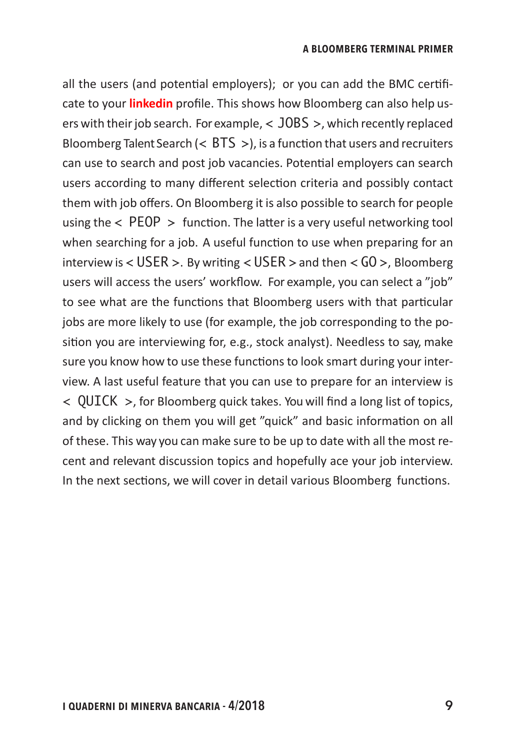all the users (and potential employers); or you can add the BMC certificate to your **linkedin** profile. This shows how Bloomberg can also help users with their job search. For example, < JOBS >, which recently replaced Bloomberg Talent Search (< BTS >), is a function that users and recruiters can use to search and post job vacancies. Potential employers can search users according to many different selection criteria and possibly contact them with job offers. On Bloomberg it is also possible to search for people using the < PEOP > function. The latter is a very useful networking tool when searching for a job. A useful function to use when preparing for an interview is < USER >. By writing < USER > and then < GO >, Bloomberg users will access the users' workflow. For example, you can select a "job" to see what are the functions that Bloomberg users with that particular jobs are more likely to use (for example, the job corresponding to the position you are interviewing for, e.g., stock analyst). Needless to say, make sure you know how to use these functions to look smart during your interview. A last useful feature that you can use to prepare for an interview is < QUICK >, for Bloomberg quick takes. You will find a long list of topics, and by clicking on them you will get "quick" and basic information on all of these. This way you can make sure to be up to date with all the most recent and relevant discussion topics and hopefully ace your job interview. In the next sections, we will cover in detail various Bloomberg functions.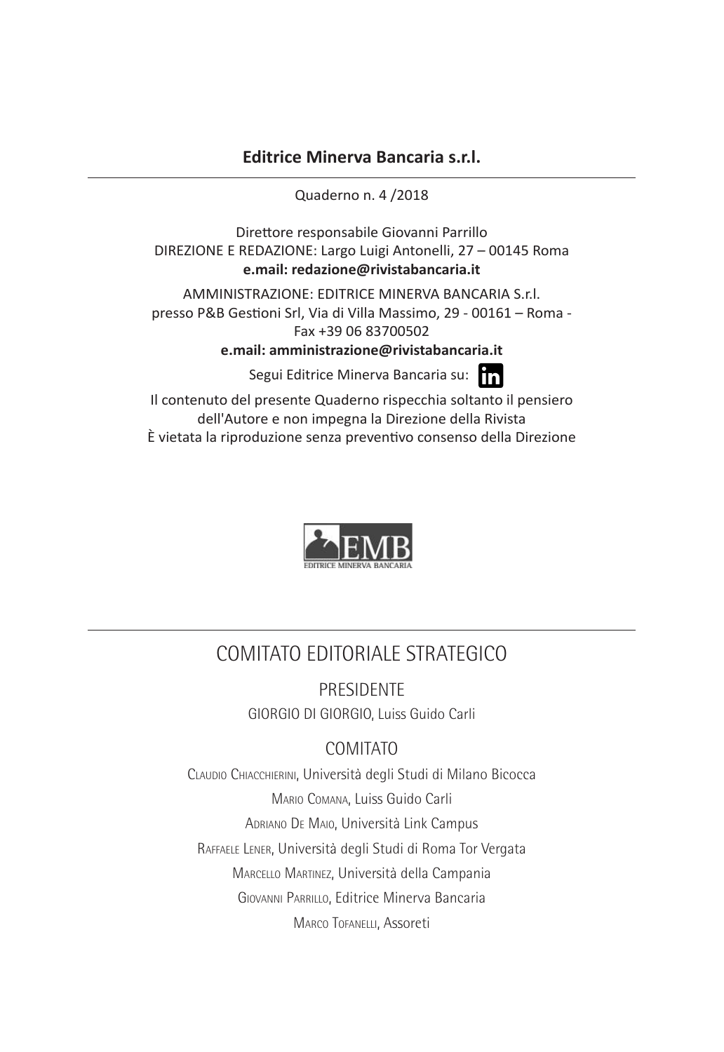**Editrice Minerva Bancaria s.r.l.**

---

Quaderno n. 4 /2018

Direttore responsabile Giovanni Parrillo
DIREZIONE E REDAZIONE: Largo Luigi Antonelli, 27 – 00145 Roma
**e.mail: redazione@rivistabancaria.it**

AMMINISTRAZIONE: EDITRICE MINERVA BANCARIA S.r.l.
presso P&B Gestioni Srl, Via di Villa Massimo, 29 - 00161 – Roma -
Fax +39 06 83700502
**e.mail: amministrazione@rivistabancaria.it**

Segui Editrice Minerva Bancaria su:

Il contenuto del presente Quaderno rispecchia soltanto il pensiero
dell'Autore e non impegna la Direzione della Rivista
È vietata la riproduzione senza preventivo consenso della Direzione

EMB
EDITRICE MINERVA BANCARIA

---

# COMITATO EDITORIALE STRATEGICO

## PRESIDENTE

GIORGIO DI GIORGIO, Luiss Guido Carli

## COMITATO

Claudio Chiacchierini, Università degli Studi di Milano Bicocca

Mario Comana, Luiss Guido Carli

Adriano De Maio, Università Link Campus

Raffaele Lener, Università degli Studi di Roma Tor Vergata

Marcello Martinez, Università della Campania

Giovanni Parrillo, Editrice Minerva Bancaria

Marco Tofanelli, Assoreti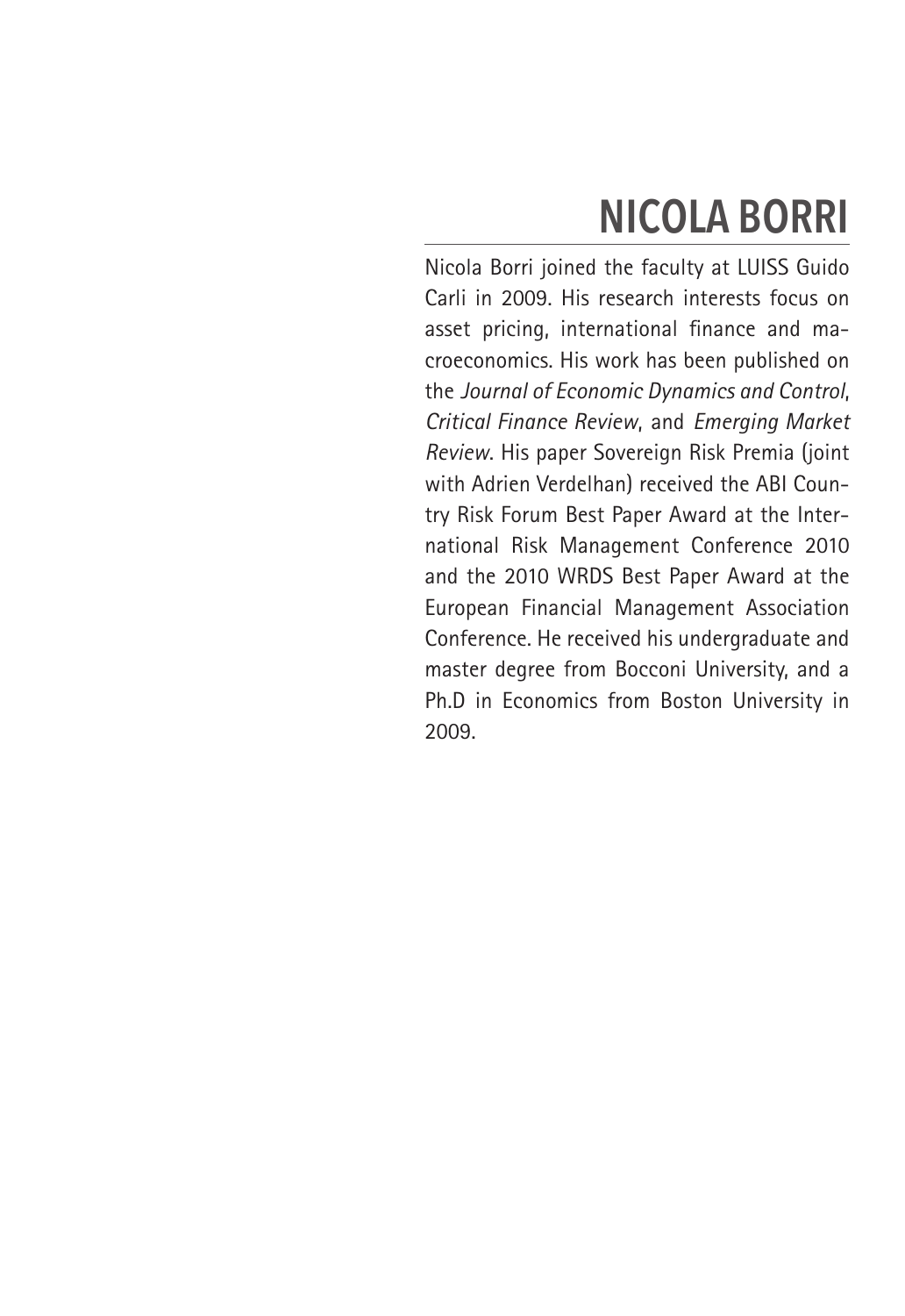# NICOLA BORRI

Nicola Borri joined the faculty at LUISS Guido Carli in 2009. His research interests focus on asset pricing, international finance and macroeconomics. His work has been published on the *Journal of Economic Dynamics and Control*, *Critical Finance Review*, and *Emerging Market Review*. His paper Sovereign Risk Premia (joint with Adrien Verdelhan) received the ABI Country Risk Forum Best Paper Award at the International Risk Management Conference 2010 and the 2010 WRDS Best Paper Award at the European Financial Management Association Conference. He received his undergraduate and master degree from Bocconi University, and a Ph.D in Economics from Boston University in 2009.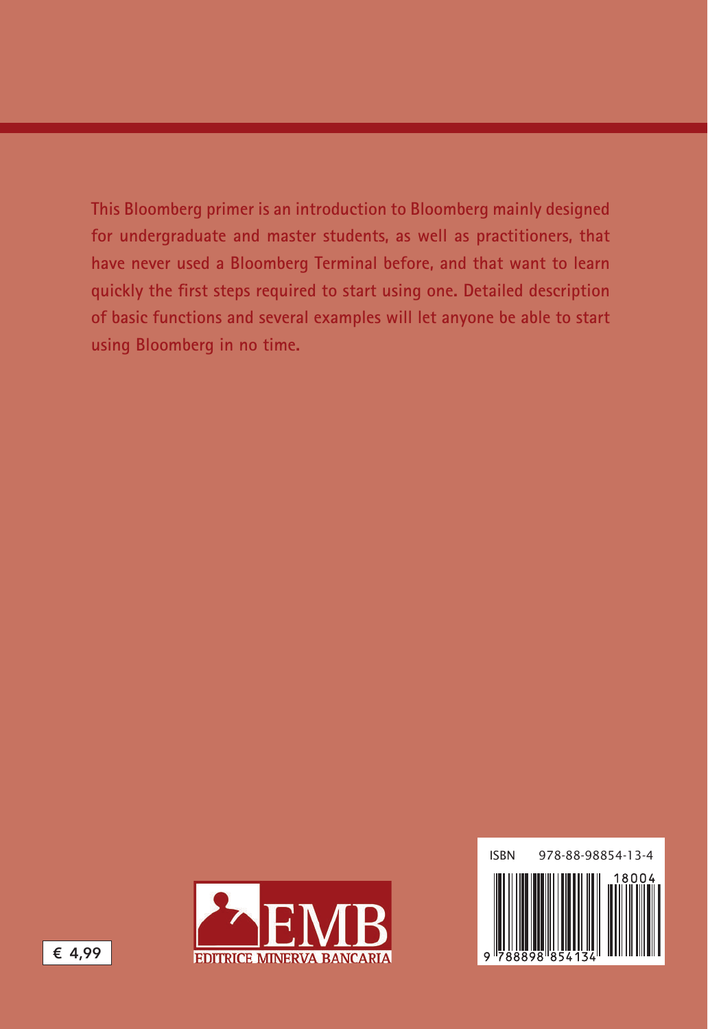This Bloomberg primer is an introduction to Bloomberg mainly designed for undergraduate and master students, as well as practitioners, that have never used a Bloomberg Terminal before, and that want to learn quickly the first steps required to start using one. Detailed description of basic functions and several examples will let anyone be able to start using Bloomberg in no time.

€ 4,99

EMB
EDITRICE MINERVA BANCARIA

ISBN 978-88-98854-13-4

9 788898 854134 18004